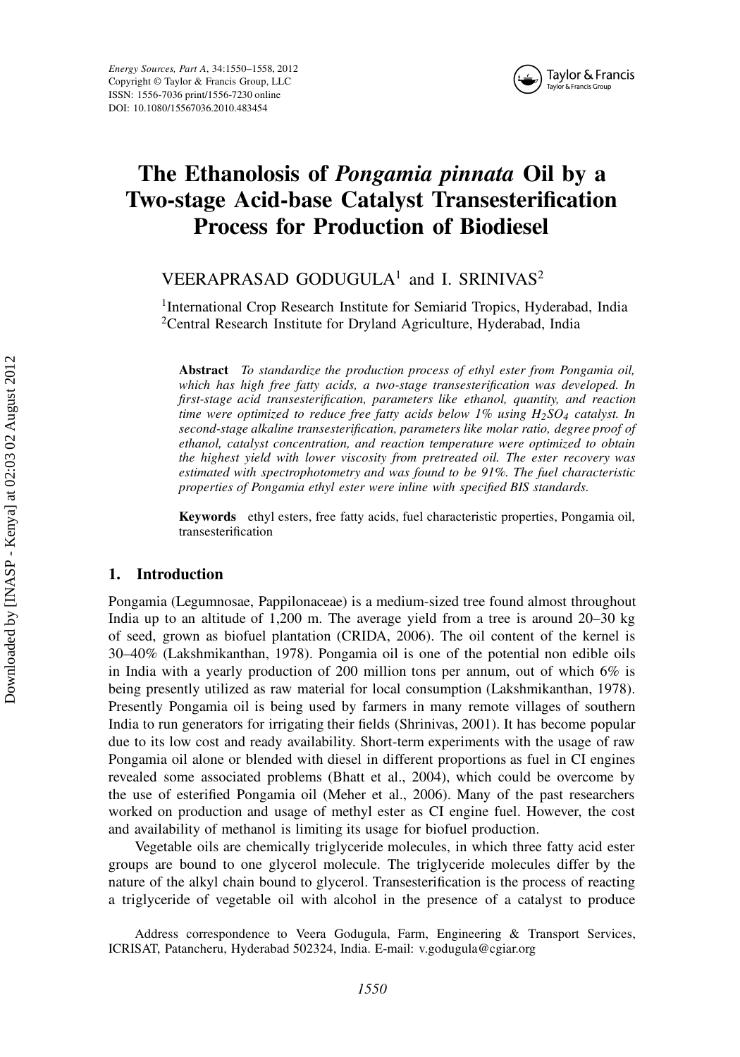# The Ethanolosis of *Pongamia pinnata* Oil by a Two-stage Acid-base Catalyst Transesterification Process for Production of Biodiesel

VEERAPRASAD GODUGULA[1] and I. SRINIVAS[2]

[1]International Crop Research Institute for Semiarid Tropics, Hyderabad, India
[2]Central Research Institute for Dryland Agriculture, Hyderabad, India

**Abstract** *To standardize the production process of ethyl ester from Pongamia oil, which has high free fatty acids, a two-stage transesterification was developed. In first-stage acid transesterification, parameters like ethanol, quantity, and reaction time were optimized to reduce free fatty acids below 1% using $H_2SO_4$ catalyst. In second-stage alkaline transesterification, parameters like molar ratio, degree proof of ethanol, catalyst concentration, and reaction temperature were optimized to obtain the highest yield with lower viscosity from pretreated oil. The ester recovery was estimated with spectrophotometry and was found to be 91%. The fuel characteristic properties of Pongamia ethyl ester were inline with specified BIS standards.*

**Keywords** ethyl esters, free fatty acids, fuel characteristic properties, Pongamia oil, transesterification

## 1. Introduction

Pongamia (Legumnosae, Pappilonaceae) is a medium-sized tree found almost throughout India up to an altitude of 1,200 m. The average yield from a tree is around 20–30 kg of seed, grown as biofuel plantation (CRIDA, 2006). The oil content of the kernel is 30–40% (Lakshmikanthan, 1978). Pongamia oil is one of the potential non edible oils in India with a yearly production of 200 million tons per annum, out of which 6% is being presently utilized as raw material for local consumption (Lakshmikanthan, 1978). Presently Pongamia oil is being used by farmers in many remote villages of southern India to run generators for irrigating their fields (Shrinivas, 2001). It has become popular due to its low cost and ready availability. Short-term experiments with the usage of raw Pongamia oil alone or blended with diesel in different proportions as fuel in CI engines revealed some associated problems (Bhatt et al., 2004), which could be overcome by the use of esterified Pongamia oil (Meher et al., 2006). Many of the past researchers worked on production and usage of methyl ester as CI engine fuel. However, the cost and availability of methanol is limiting its usage for biofuel production.

Vegetable oils are chemically triglyceride molecules, in which three fatty acid ester groups are bound to one glycerol molecule. The triglyceride molecules differ by the nature of the alkyl chain bound to glycerol. Transesterification is the process of reacting a triglyceride of vegetable oil with alcohol in the presence of a catalyst to produce

Address correspondence to Veera Godugula, Farm, Engineering & Transport Services, ICRISAT, Patancheru, Hyderabad 502324, India. E-mail: v.godugula@cgiar.org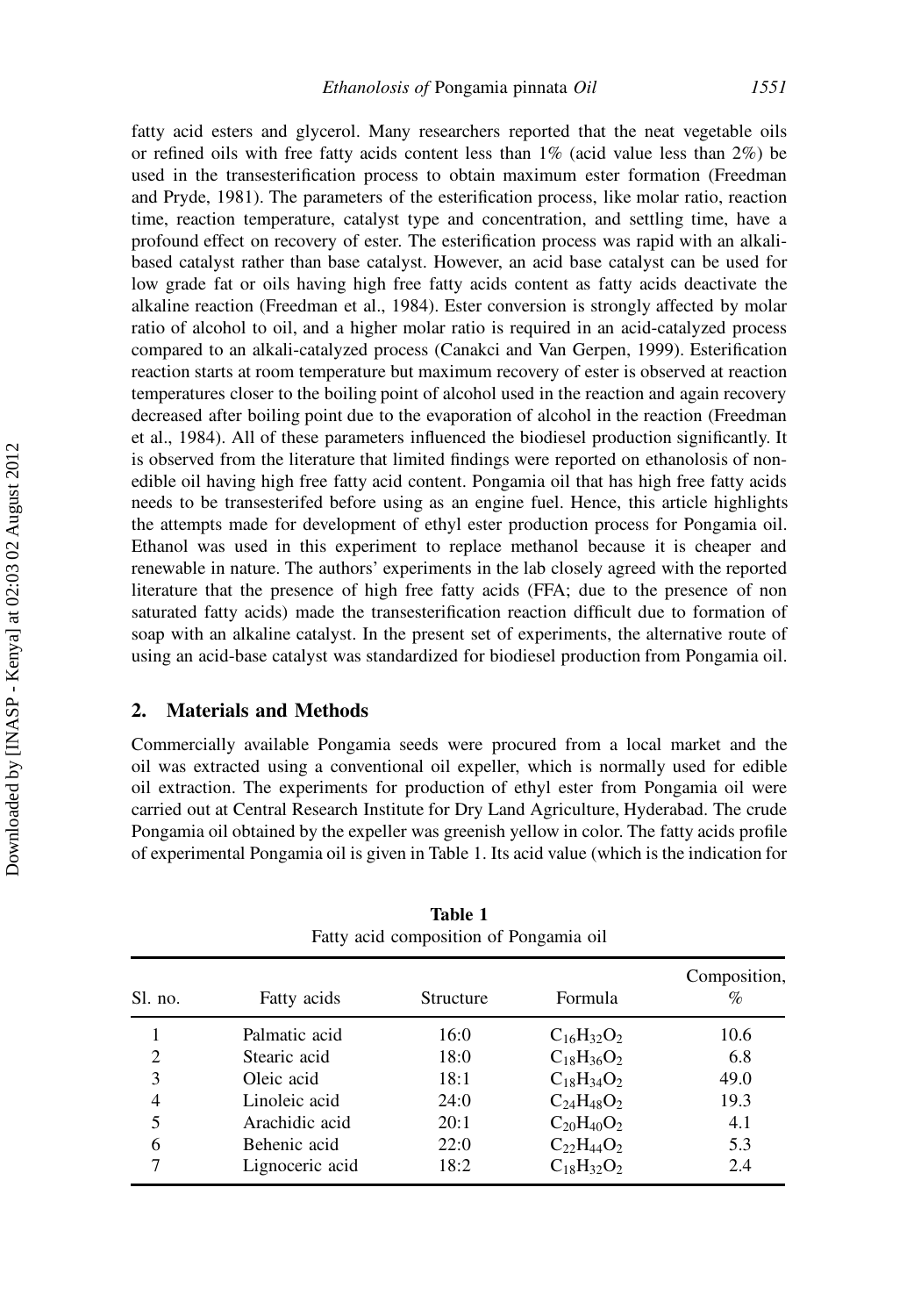fatty acid esters and glycerol. Many researchers reported that the neat vegetable oils or refined oils with free fatty acids content less than 1% (acid value less than 2%) be used in the transesterification process to obtain maximum ester formation (Freedman and Pryde, 1981). The parameters of the esterification process, like molar ratio, reaction time, reaction temperature, catalyst type and concentration, and settling time, have a profound effect on recovery of ester. The esterification process was rapid with an alkali-based catalyst rather than base catalyst. However, an acid base catalyst can be used for low grade fat or oils having high free fatty acids content as fatty acids deactivate the alkaline reaction (Freedman et al., 1984). Ester conversion is strongly affected by molar ratio of alcohol to oil, and a higher molar ratio is required in an acid-catalyzed process compared to an alkali-catalyzed process (Canakci and Van Gerpen, 1999). Esterification reaction starts at room temperature but maximum recovery of ester is observed at reaction temperatures closer to the boiling point of alcohol used in the reaction and again recovery decreased after boiling point due to the evaporation of alcohol in the reaction (Freedman et al., 1984). All of these parameters influenced the biodiesel production significantly. It is observed from the literature that limited findings were reported on ethanolosis of non-edible oil having high free fatty acid content. Pongamia oil that has high free fatty acids needs to be transesterifed before using as an engine fuel. Hence, this article highlights the attempts made for development of ethyl ester production process for Pongamia oil. Ethanol was used in this experiment to replace methanol because it is cheaper and renewable in nature. The authors' experiments in the lab closely agreed with the reported literature that the presence of high free fatty acids (FFA; due to the presence of non saturated fatty acids) made the transesterification reaction difficult due to formation of soap with an alkaline catalyst. In the present set of experiments, the alternative route of using an acid-base catalyst was standardized for biodiesel production from Pongamia oil.

## 2. Materials and Methods

Commercially available Pongamia seeds were procured from a local market and the oil was extracted using a conventional oil expeller, which is normally used for edible oil extraction. The experiments for production of ethyl ester from Pongamia oil were carried out at Central Research Institute for Dry Land Agriculture, Hyderabad. The crude Pongamia oil obtained by the expeller was greenish yellow in color. The fatty acids profile of experimental Pongamia oil is given in Table 1. Its acid value (which is the indication for

**Table 1**
Fatty acid composition of Pongamia oil

| Sl. no. | Fatty acids | Structure | Formula | Composition, % |
|---|---|---|---|---|
| 1 | Palmatic acid | 16:0 | $C_{16}H_{32}O_2$ | 10.6 |
| 2 | Stearic acid | 18:0 | $C_{18}H_{36}O_2$ | 6.8 |
| 3 | Oleic acid | 18:1 | $C_{18}H_{34}O_2$ | 49.0 |
| 4 | Linoleic acid | 24:0 | $C_{24}H_{48}O_2$ | 19.3 |
| 5 | Arachidic acid | 20:1 | $C_{20}H_{40}O_2$ | 4.1 |
| 6 | Behenic acid | 22:0 | $C_{22}H_{44}O_2$ | 5.3 |
| 7 | Lignoceric acid | 18:2 | $C_{18}H_{32}O_2$ | 2.4 |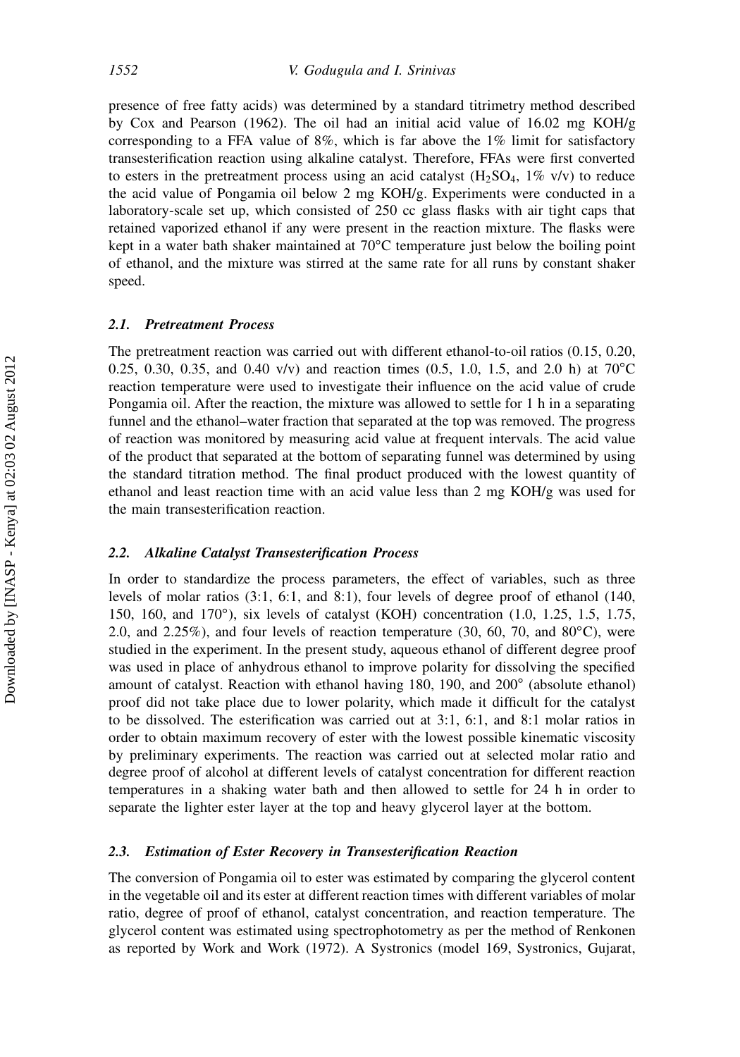presence of free fatty acids) was determined by a standard titrimetry method described by Cox and Pearson (1962). The oil had an initial acid value of 16.02 mg KOH/g corresponding to a FFA value of 8%, which is far above the 1% limit for satisfactory transesterification reaction using alkaline catalyst. Therefore, FFAs were first converted to esters in the pretreatment process using an acid catalyst ($H_2SO_4$, 1% v/v) to reduce the acid value of Pongamia oil below 2 mg KOH/g. Experiments were conducted in a laboratory-scale set up, which consisted of 250 cc glass flasks with air tight caps that retained vaporized ethanol if any were present in the reaction mixture. The flasks were kept in a water bath shaker maintained at 70°C temperature just below the boiling point of ethanol, and the mixture was stirred at the same rate for all runs by constant shaker speed.

### 2.1. Pretreatment Process

The pretreatment reaction was carried out with different ethanol-to-oil ratios (0.15, 0.20, 0.25, 0.30, 0.35, and 0.40 v/v) and reaction times (0.5, 1.0, 1.5, and 2.0 h) at 70°C reaction temperature were used to investigate their influence on the acid value of crude Pongamia oil. After the reaction, the mixture was allowed to settle for 1 h in a separating funnel and the ethanol–water fraction that separated at the top was removed. The progress of reaction was monitored by measuring acid value at frequent intervals. The acid value of the product that separated at the bottom of separating funnel was determined by using the standard titration method. The final product produced with the lowest quantity of ethanol and least reaction time with an acid value less than 2 mg KOH/g was used for the main transesterification reaction.

### 2.2. Alkaline Catalyst Transesterification Process

In order to standardize the process parameters, the effect of variables, such as three levels of molar ratios (3:1, 6:1, and 8:1), four levels of degree proof of ethanol (140, 150, 160, and 170°), six levels of catalyst (KOH) concentration (1.0, 1.25, 1.5, 1.75, 2.0, and 2.25%), and four levels of reaction temperature (30, 60, 70, and 80°C), were studied in the experiment. In the present study, aqueous ethanol of different degree proof was used in place of anhydrous ethanol to improve polarity for dissolving the specified amount of catalyst. Reaction with ethanol having 180, 190, and 200° (absolute ethanol) proof did not take place due to lower polarity, which made it difficult for the catalyst to be dissolved. The esterification was carried out at 3:1, 6:1, and 8:1 molar ratios in order to obtain maximum recovery of ester with the lowest possible kinematic viscosity by preliminary experiments. The reaction was carried out at selected molar ratio and degree proof of alcohol at different levels of catalyst concentration for different reaction temperatures in a shaking water bath and then allowed to settle for 24 h in order to separate the lighter ester layer at the top and heavy glycerol layer at the bottom.

### 2.3. Estimation of Ester Recovery in Transesterification Reaction

The conversion of Pongamia oil to ester was estimated by comparing the glycerol content in the vegetable oil and its ester at different reaction times with different variables of molar ratio, degree of proof of ethanol, catalyst concentration, and reaction temperature. The glycerol content was estimated using spectrophotometry as per the method of Renkonen as reported by Work and Work (1972). A Systronics (model 169, Systronics, Gujarat,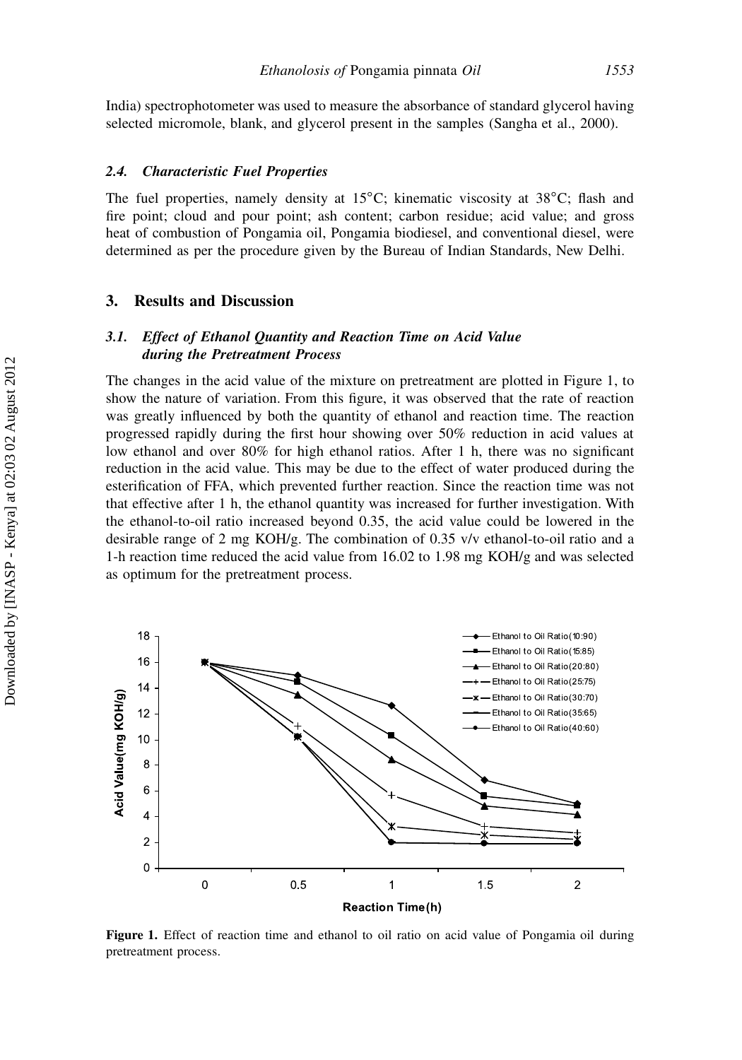India) spectrophotometer was used to measure the absorbance of standard glycerol having selected micromole, blank, and glycerol present in the samples (Sangha et al., 2000).

### *2.4. Characteristic Fuel Properties*

The fuel properties, namely density at 15°C; kinematic viscosity at 38°C; flash and fire point; cloud and pour point; ash content; carbon residue; acid value; and gross heat of combustion of Pongamia oil, Pongamia biodiesel, and conventional diesel, were determined as per the procedure given by the Bureau of Indian Standards, New Delhi.

## 3. Results and Discussion

### *3.1. Effect of Ethanol Quantity and Reaction Time on Acid Value during the Pretreatment Process*

The changes in the acid value of the mixture on pretreatment are plotted in Figure 1, to show the nature of variation. From this figure, it was observed that the rate of reaction was greatly influenced by both the quantity of ethanol and reaction time. The reaction progressed rapidly during the first hour showing over 50% reduction in acid values at low ethanol and over 80% for high ethanol ratios. After 1 h, there was no significant reduction in the acid value. This may be due to the effect of water produced during the esterification of FFA, which prevented further reaction. Since the reaction time was not that effective after 1 h, the ethanol quantity was increased for further investigation. With the ethanol-to-oil ratio increased beyond 0.35, the acid value could be lowered in the desirable range of 2 mg KOH/g. The combination of 0.35 v/v ethanol-to-oil ratio and a 1-h reaction time reduced the acid value from 16.02 to 1.98 mg KOH/g and was selected as optimum for the pretreatment process.

**Figure 1.** Effect of reaction time and ethanol to oil ratio on acid value of Pongamia oil during pretreatment process.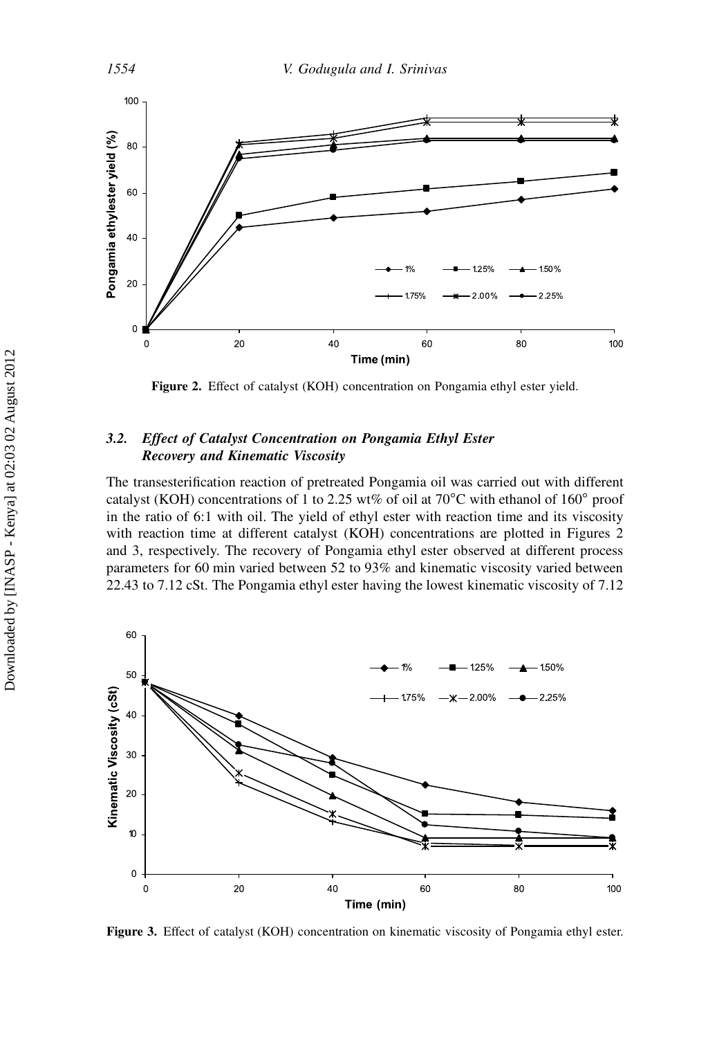Figure 2. Effect of catalyst (KOH) concentration on Pongamia ethyl ester yield.

### 3.2. *Effect of Catalyst Concentration on Pongamia Ethyl Ester Recovery and Kinematic Viscosity*

The transesterification reaction of pretreated Pongamia oil was carried out with different catalyst (KOH) concentrations of 1 to 2.25 wt% of oil at 70°C with ethanol of 160° proof in the ratio of 6:1 with oil. The yield of ethyl ester with reaction time and its viscosity with reaction time at different catalyst (KOH) concentrations are plotted in Figures 2 and 3, respectively. The recovery of Pongamia ethyl ester observed at different process parameters for 60 min varied between 52 to 93% and kinematic viscosity varied between 22.43 to 7.12 cSt. The Pongamia ethyl ester having the lowest kinematic viscosity of 7.12

Figure 3. Effect of catalyst (KOH) concentration on kinematic viscosity of Pongamia ethyl ester.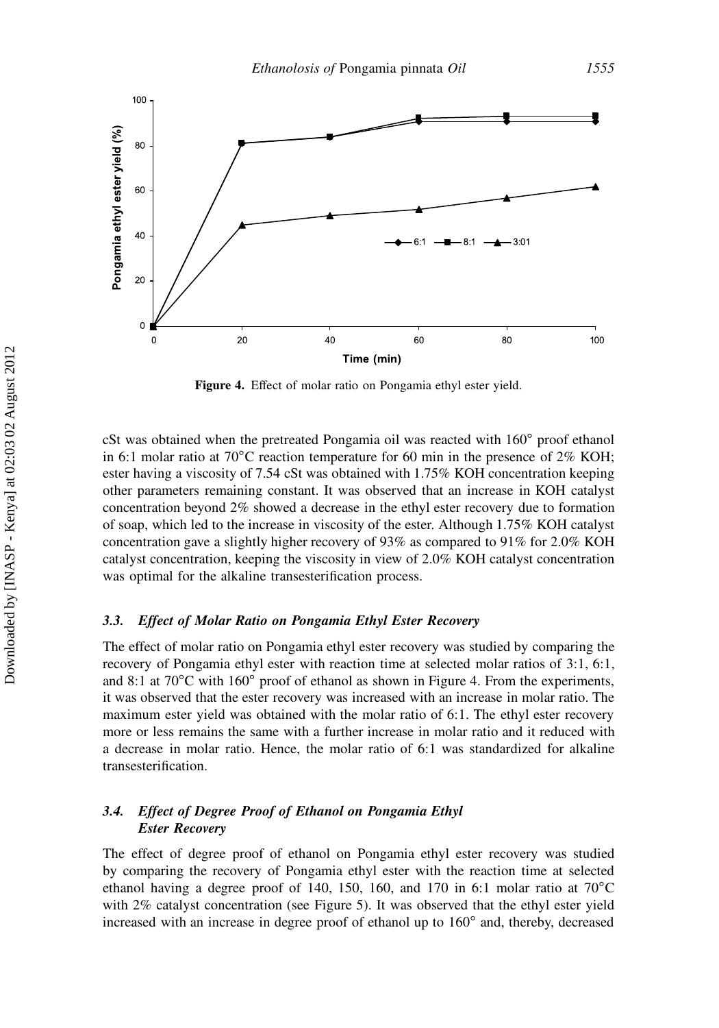Figure 4. Effect of molar ratio on Pongamia ethyl ester yield.

cSt was obtained when the pretreated Pongamia oil was reacted with 160° proof ethanol in 6:1 molar ratio at 70°C reaction temperature for 60 min in the presence of 2% KOH; ester having a viscosity of 7.54 cSt was obtained with 1.75% KOH concentration keeping other parameters remaining constant. It was observed that an increase in KOH catalyst concentration beyond 2% showed a decrease in the ethyl ester recovery due to formation of soap, which led to the increase in viscosity of the ester. Although 1.75% KOH catalyst concentration gave a slightly higher recovery of 93% as compared to 91% for 2.0% KOH catalyst concentration, keeping the viscosity in view of 2.0% KOH catalyst concentration was optimal for the alkaline transesterification process.

### *3.3. Effect of Molar Ratio on Pongamia Ethyl Ester Recovery*

The effect of molar ratio on Pongamia ethyl ester recovery was studied by comparing the recovery of Pongamia ethyl ester with reaction time at selected molar ratios of 3:1, 6:1, and 8:1 at 70°C with 160° proof of ethanol as shown in Figure 4. From the experiments, it was observed that the ester recovery was increased with an increase in molar ratio. The maximum ester yield was obtained with the molar ratio of 6:1. The ethyl ester recovery more or less remains the same with a further increase in molar ratio and it reduced with a decrease in molar ratio. Hence, the molar ratio of 6:1 was standardized for alkaline transesterification.

### *3.4. Effect of Degree Proof of Ethanol on Pongamia Ethyl Ester Recovery*

The effect of degree proof of ethanol on Pongamia ethyl ester recovery was studied by comparing the recovery of Pongamia ethyl ester with the reaction time at selected ethanol having a degree proof of 140, 150, 160, and 170 in 6:1 molar ratio at 70°C with 2% catalyst concentration (see Figure 5). It was observed that the ethyl ester yield increased with an increase in degree proof of ethanol up to 160° and, thereby, decreased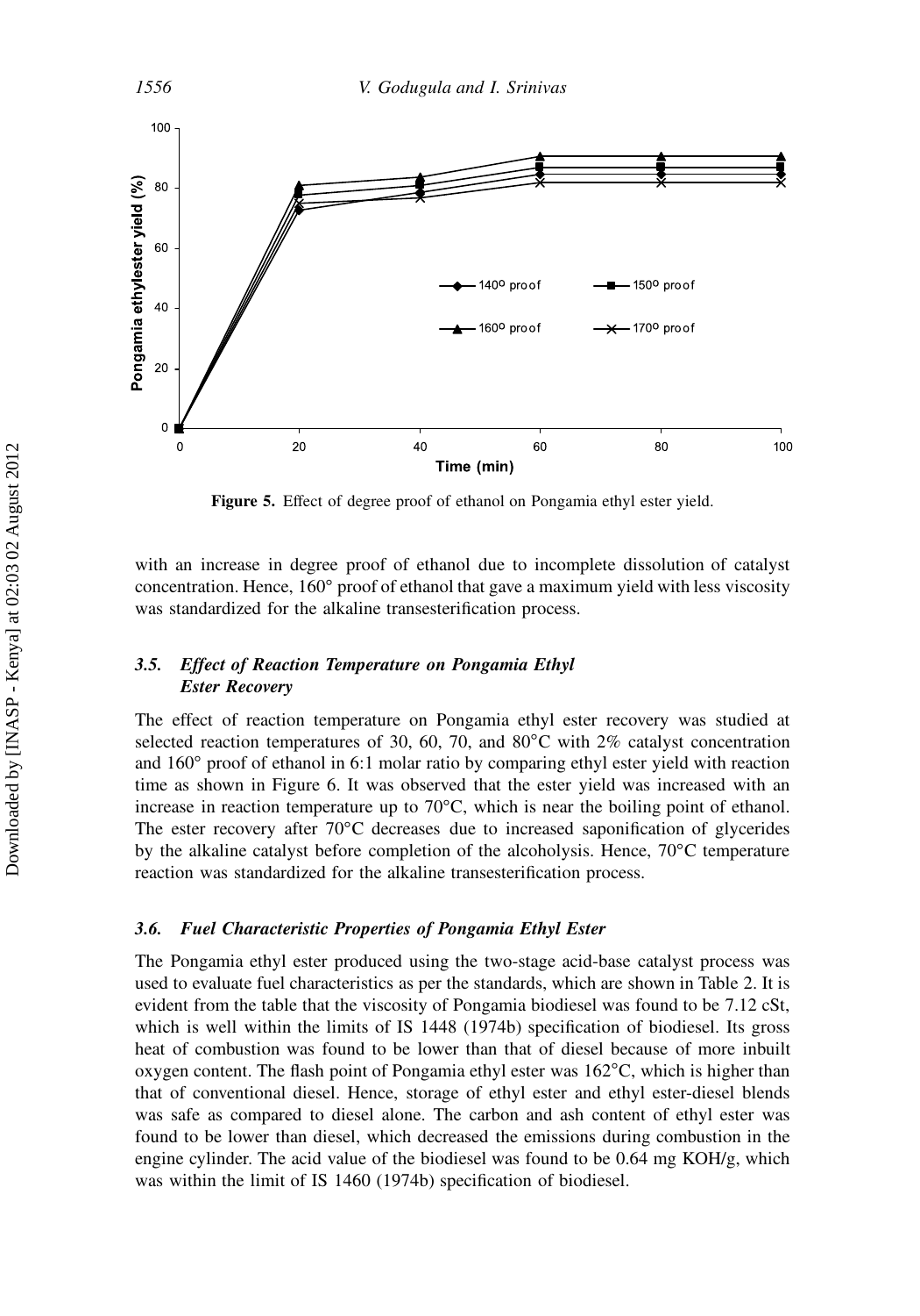Figure 5. Effect of degree proof of ethanol on Pongamia ethyl ester yield.

with an increase in degree proof of ethanol due to incomplete dissolution of catalyst concentration. Hence, 160° proof of ethanol that gave a maximum yield with less viscosity was standardized for the alkaline transesterification process.

### 3.5. *Effect of Reaction Temperature on Pongamia Ethyl Ester Recovery*

The effect of reaction temperature on Pongamia ethyl ester recovery was studied at selected reaction temperatures of 30, 60, 70, and 80°C with 2% catalyst concentration and 160° proof of ethanol in 6:1 molar ratio by comparing ethyl ester yield with reaction time as shown in Figure 6. It was observed that the ester yield was increased with an increase in reaction temperature up to 70°C, which is near the boiling point of ethanol. The ester recovery after 70°C decreases due to increased saponification of glycerides by the alkaline catalyst before completion of the alcoholysis. Hence, 70°C temperature reaction was standardized for the alkaline transesterification process.

### 3.6. *Fuel Characteristic Properties of Pongamia Ethyl Ester*

The Pongamia ethyl ester produced using the two-stage acid-base catalyst process was used to evaluate fuel characteristics as per the standards, which are shown in Table 2. It is evident from the table that the viscosity of Pongamia biodiesel was found to be 7.12 cSt, which is well within the limits of IS 1448 (1974b) specification of biodiesel. Its gross heat of combustion was found to be lower than that of diesel because of more inbuilt oxygen content. The flash point of Pongamia ethyl ester was 162°C, which is higher than that of conventional diesel. Hence, storage of ethyl ester and ethyl ester-diesel blends was safe as compared to diesel alone. The carbon and ash content of ethyl ester was found to be lower than diesel, which decreased the emissions during combustion in the engine cylinder. The acid value of the biodiesel was found to be 0.64 mg KOH/g, which was within the limit of IS 1460 (1974b) specification of biodiesel.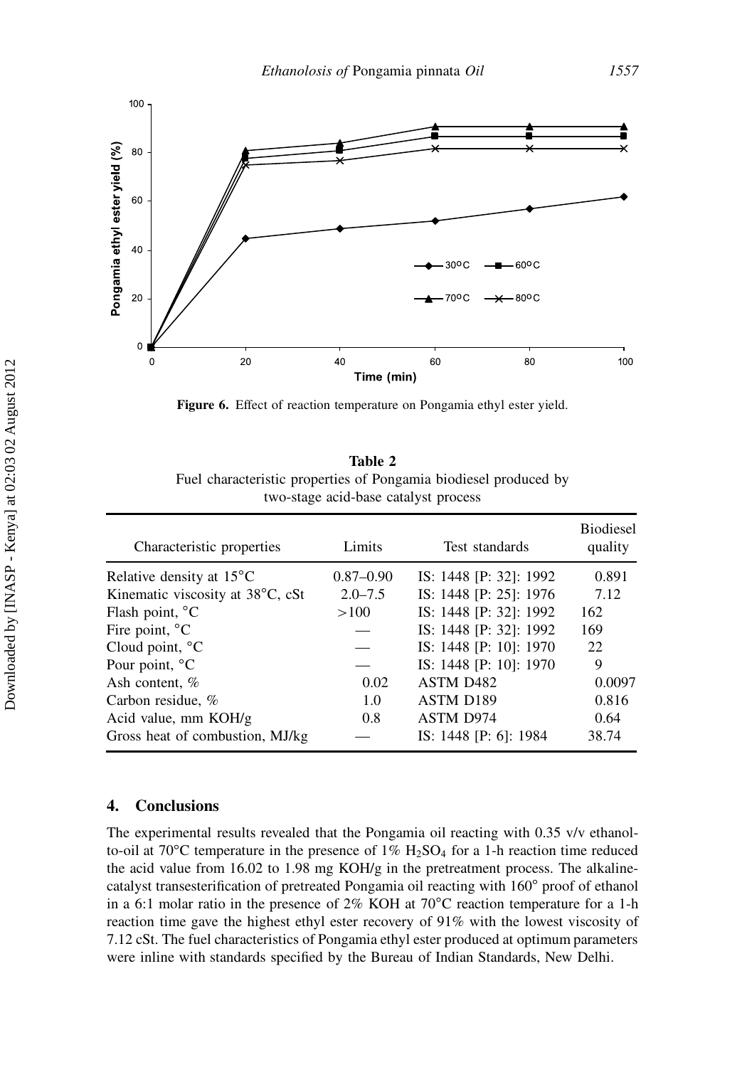Figure 6. Effect of reaction temperature on Pongamia ethyl ester yield.

**Table 2**
Fuel characteristic properties of Pongamia biodiesel produced by two-stage acid-base catalyst process

| Characteristic properties | Limits | Test standards | Biodiesel quality |
|---|---|---|---|
| Relative density at 15°C | 0.87–0.90 | IS: 1448 [P: 32]: 1992 | 0.891 |
| Kinematic viscosity at 38°C, cSt | 2.0–7.5 | IS: 1448 [P: 25]: 1976 | 7.12 |
| Flash point, °C | >100 | IS: 1448 [P: 32]: 1992 | 162 |
| Fire point, °C | — | IS: 1448 [P: 32]: 1992 | 169 |
| Cloud point, °C | — | IS: 1448 [P: 10]: 1970 | 22 |
| Pour point, °C | — | IS: 1448 [P: 10]: 1970 | 9 |
| Ash content, % | 0.02 | ASTM D482 | 0.0097 |
| Carbon residue, % | 1.0 | ASTM D189 | 0.816 |
| Acid value, mm KOH/g | 0.8 | ASTM D974 | 0.64 |
| Gross heat of combustion, MJ/kg | — | IS: 1448 [P: 6]: 1984 | 38.74 |

## 4. Conclusions

The experimental results revealed that the Pongamia oil reacting with 0.35 v/v ethanol-to-oil at 70°C temperature in the presence of 1% $H_2SO_4$ for a 1-h reaction time reduced the acid value from 16.02 to 1.98 mg KOH/g in the pretreatment process. The alkaline-catalyst transesterification of pretreated Pongamia oil reacting with 160° proof of ethanol in a 6:1 molar ratio in the presence of 2% KOH at 70°C reaction temperature for a 1-h reaction time gave the highest ethyl ester recovery of 91% with the lowest viscosity of 7.12 cSt. The fuel characteristics of Pongamia ethyl ester produced at optimum parameters were inline with standards specified by the Bureau of Indian Standards, New Delhi.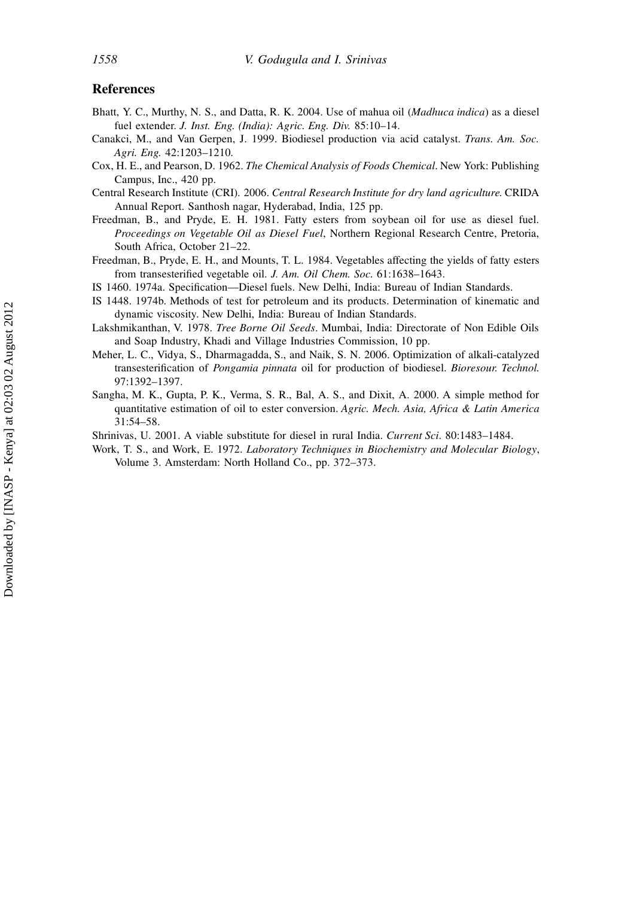## References

Bhatt, Y. C., Murthy, N. S., and Datta, R. K. 2004. Use of mahua oil (*Madhuca indica*) as a diesel fuel extender. *J. Inst. Eng. (India): Agric. Eng. Div.* 85:10–14.

Canakci, M., and Van Gerpen, J. 1999. Biodiesel production via acid catalyst. *Trans. Am. Soc. Agri. Eng.* 42:1203–1210.

Cox, H. E., and Pearson, D. 1962. *The Chemical Analysis of Foods Chemical*. New York: Publishing Campus, Inc., 420 pp.

Central Research Institute (CRI). 2006. *Central Research Institute for dry land agriculture.* CRIDA Annual Report. Santhosh nagar, Hyderabad, India, 125 pp.

Freedman, B., and Pryde, E. H. 1981. Fatty esters from soybean oil for use as diesel fuel. *Proceedings on Vegetable Oil as Diesel Fuel*, Northern Regional Research Centre, Pretoria, South Africa, October 21–22.

Freedman, B., Pryde, E. H., and Mounts, T. L. 1984. Vegetables affecting the yields of fatty esters from transesterified vegetable oil. *J. Am. Oil Chem. Soc.* 61:1638–1643.

IS 1460. 1974a. Specification—Diesel fuels. New Delhi, India: Bureau of Indian Standards.

IS 1448. 1974b. Methods of test for petroleum and its products. Determination of kinematic and dynamic viscosity. New Delhi, India: Bureau of Indian Standards.

Lakshmikanthan, V. 1978. *Tree Borne Oil Seeds*. Mumbai, India: Directorate of Non Edible Oils and Soap Industry, Khadi and Village Industries Commission, 10 pp.

Meher, L. C., Vidya, S., Dharmagadda, S., and Naik, S. N. 2006. Optimization of alkali-catalyzed transesterification of *Pongamia pinnata* oil for production of biodiesel. *Bioresour. Technol.* 97:1392–1397.

Sangha, M. K., Gupta, P. K., Verma, S. R., Bal, A. S., and Dixit, A. 2000. A simple method for quantitative estimation of oil to ester conversion. *Agric. Mech. Asia, Africa & Latin America* 31:54–58.

Shrinivas, U. 2001. A viable substitute for diesel in rural India. *Current Sci*. 80:1483–1484.

Work, T. S., and Work, E. 1972. *Laboratory Techniques in Biochemistry and Molecular Biology*, Volume 3. Amsterdam: North Holland Co., pp. 372–373.